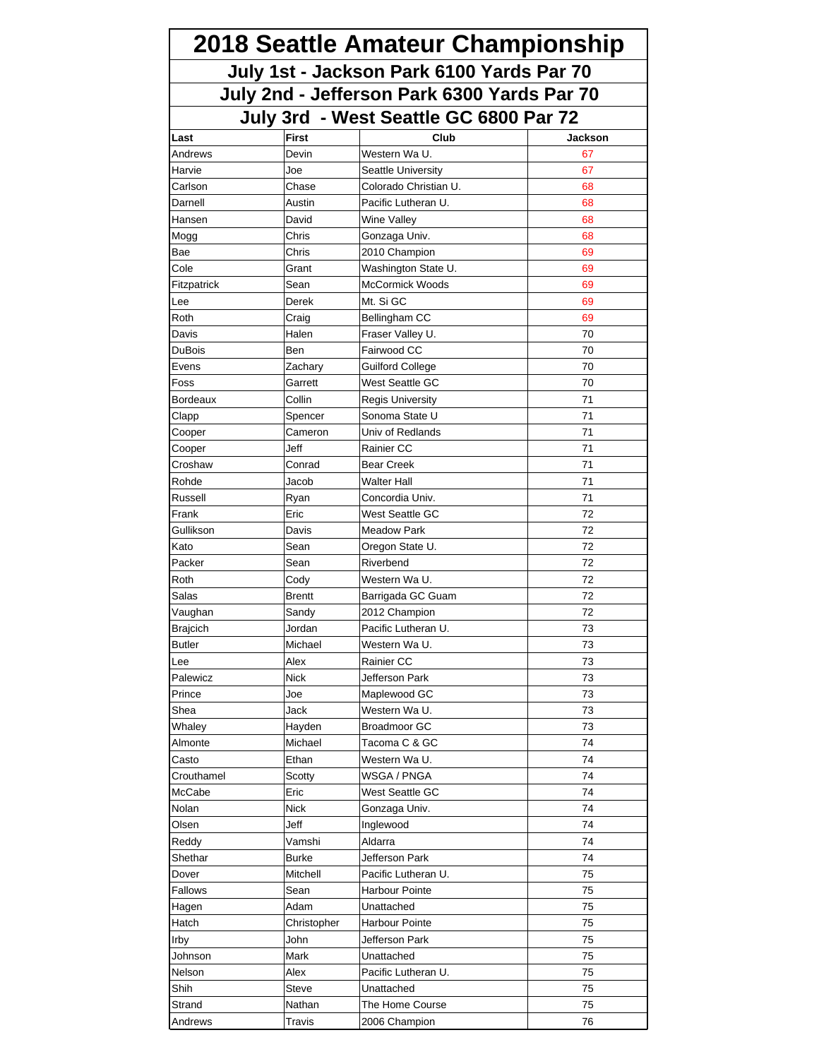# 2018 Seattle Amateur Championship

## July 1st - Jackson Park 6100 Yards Par 70

## July 2nd - Jefferson Park 6300 Yards Par 70

## July 3rd - West Seattle GC 6800 Par 72

| Last | First | Club | Jackson |
|---|---|---|---|
| Andrews | Devin | Western Wa U. | 67 |
| Harvie | Joe | Seattle University | 67 |
| Carlson | Chase | Colorado Christian U. | 68 |
| Darnell | Austin | Pacific Lutheran U. | 68 |
| Hansen | David | Wine Valley | 68 |
| Mogg | Chris | Gonzaga Univ. | 68 |
| Bae | Chris | 2010 Champion | 69 |
| Cole | Grant | Washington State U. | 69 |
| Fitzpatrick | Sean | McCormick Woods | 69 |
| Lee | Derek | Mt. Si GC | 69 |
| Roth | Craig | Bellingham CC | 69 |
| Davis | Halen | Fraser Valley U. | 70 |
| DuBois | Ben | Fairwood CC | 70 |
| Evens | Zachary | Guilford College | 70 |
| Foss | Garrett | West Seattle GC | 70 |
| Bordeaux | Collin | Regis University | 71 |
| Clapp | Spencer | Sonoma State U | 71 |
| Cooper | Cameron | Univ of Redlands | 71 |
| Cooper | Jeff | Rainier CC | 71 |
| Croshaw | Conrad | Bear Creek | 71 |
| Rohde | Jacob | Walter Hall | 71 |
| Russell | Ryan | Concordia Univ. | 71 |
| Frank | Eric | West Seattle GC | 72 |
| Gullikson | Davis | Meadow Park | 72 |
| Kato | Sean | Oregon State U. | 72 |
| Packer | Sean | Riverbend | 72 |
| Roth | Cody | Western Wa U. | 72 |
| Salas | Brentt | Barrigada GC Guam | 72 |
| Vaughan | Sandy | 2012 Champion | 72 |
| Brajcich | Jordan | Pacific Lutheran U. | 73 |
| Butler | Michael | Western Wa U. | 73 |
| Lee | Alex | Rainier CC | 73 |
| Palewicz | Nick | Jefferson Park | 73 |
| Prince | Joe | Maplewood GC | 73 |
| Shea | Jack | Western Wa U. | 73 |
| Whaley | Hayden | Broadmoor GC | 73 |
| Almonte | Michael | Tacoma C & GC | 74 |
| Casto | Ethan | Western Wa U. | 74 |
| Crouthamel | Scotty | WSGA / PNGA | 74 |
| McCabe | Eric | West Seattle GC | 74 |
| Nolan | Nick | Gonzaga Univ. | 74 |
| Olsen | Jeff | Inglewood | 74 |
| Reddy | Vamshi | Aldarra | 74 |
| Shethar | Burke | Jefferson Park | 74 |
| Dover | Mitchell | Pacific Lutheran U. | 75 |
| Fallows | Sean | Harbour Pointe | 75 |
| Hagen | Adam | Unattached | 75 |
| Hatch | Christopher | Harbour Pointe | 75 |
| Irby | John | Jefferson Park | 75 |
| Johnson | Mark | Unattached | 75 |
| Nelson | Alex | Pacific Lutheran U. | 75 |
| Shih | Steve | Unattached | 75 |
| Strand | Nathan | The Home Course | 75 |
| Andrews | Travis | 2006 Champion | 76 |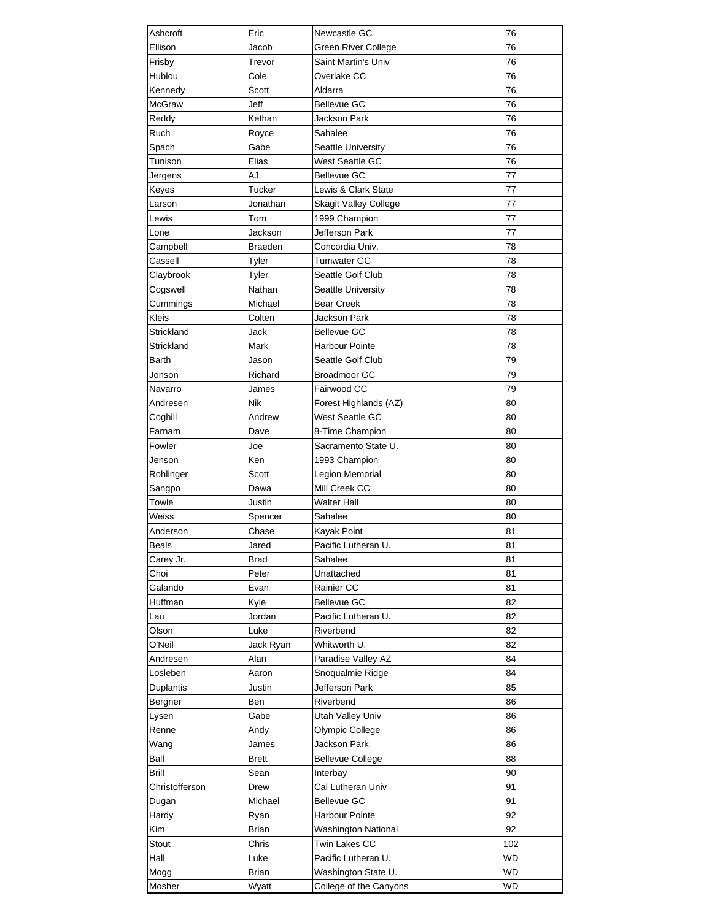| | | | |
|---|---|---|---|
| Ashcroft | Eric | Newcastle GC | 76 |
| Ellison | Jacob | Green River College | 76 |
| Frisby | Trevor | Saint Martin's Univ | 76 |
| Hublou | Cole | Overlake CC | 76 |
| Kennedy | Scott | Aldarra | 76 |
| McGraw | Jeff | Bellevue GC | 76 |
| Reddy | Kethan | Jackson Park | 76 |
| Ruch | Royce | Sahalee | 76 |
| Spach | Gabe | Seattle University | 76 |
| Tunison | Elias | West Seattle GC | 76 |
| Jergens | AJ | Bellevue GC | 77 |
| Keyes | Tucker | Lewis & Clark State | 77 |
| Larson | Jonathan | Skagit Valley College | 77 |
| Lewis | Tom | 1999 Champion | 77 |
| Lone | Jackson | Jefferson Park | 77 |
| Campbell | Braeden | Concordia Univ. | 78 |
| Cassell | Tyler | Tumwater GC | 78 |
| Claybrook | Tyler | Seattle Golf Club | 78 |
| Cogswell | Nathan | Seattle University | 78 |
| Cummings | Michael | Bear Creek | 78 |
| Kleis | Colten | Jackson Park | 78 |
| Strickland | Jack | Bellevue GC | 78 |
| Strickland | Mark | Harbour Pointe | 78 |
| Barth | Jason | Seattle Golf Club | 79 |
| Jonson | Richard | Broadmoor GC | 79 |
| Navarro | James | Fairwood CC | 79 |
| Andresen | Nik | Forest Highlands (AZ) | 80 |
| Coghill | Andrew | West Seattle GC | 80 |
| Farnam | Dave | 8-Time Champion | 80 |
| Fowler | Joe | Sacramento State U. | 80 |
| Jenson | Ken | 1993 Champion | 80 |
| Rohlinger | Scott | Legion Memorial | 80 |
| Sangpo | Dawa | Mill Creek CC | 80 |
| Towle | Justin | Walter Hall | 80 |
| Weiss | Spencer | Sahalee | 80 |
| Anderson | Chase | Kayak Point | 81 |
| Beals | Jared | Pacific Lutheran U. | 81 |
| Carey Jr. | Brad | Sahalee | 81 |
| Choi | Peter | Unattached | 81 |
| Galando | Evan | Rainier CC | 81 |
| Huffman | Kyle | Bellevue GC | 82 |
| Lau | Jordan | Pacific Lutheran U. | 82 |
| Olson | Luke | Riverbend | 82 |
| O'Neil | Jack Ryan | Whitworth U. | 82 |
| Andresen | Alan | Paradise Valley AZ | 84 |
| Losleben | Aaron | Snoqualmie Ridge | 84 |
| Duplantis | Justin | Jefferson Park | 85 |
| Bergner | Ben | Riverbend | 86 |
| Lysen | Gabe | Utah Valley Univ | 86 |
| Renne | Andy | Olympic College | 86 |
| Wang | James | Jackson Park | 86 |
| Ball | Brett | Bellevue College | 88 |
| Brill | Sean | Interbay | 90 |
| Christofferson | Drew | Cal Lutheran Univ | 91 |
| Dugan | Michael | Bellevue GC | 91 |
| Hardy | Ryan | Harbour Pointe | 92 |
| Kim | Brian | Washington National | 92 |
| Stout | Chris | Twin Lakes CC | 102 |
| Hall | Luke | Pacific Lutheran U. | WD |
| Mogg | Brian | Washington State U. | WD |
| Mosher | Wyatt | College of the Canyons | WD |